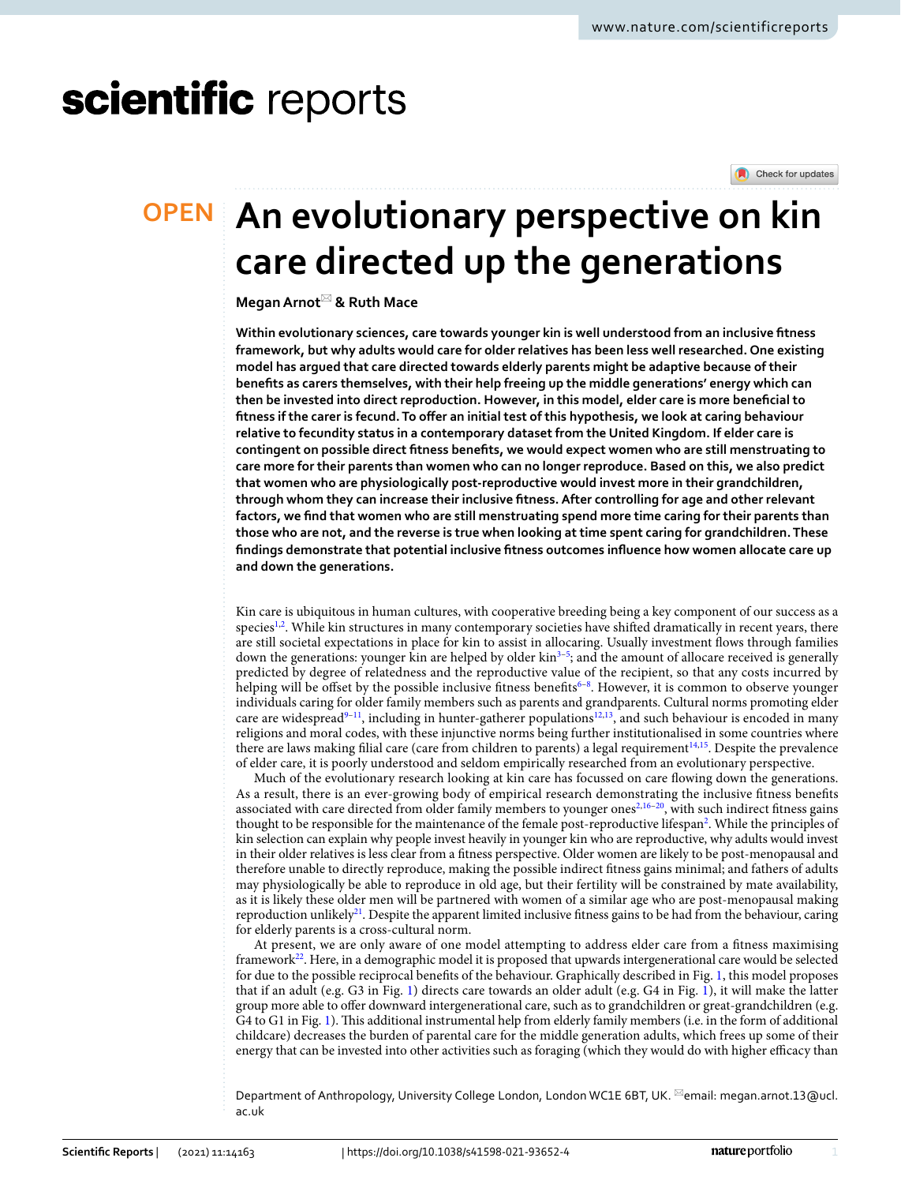# An evolutionary perspective on kin care directed up the generations

**Megan Arnot & Ruth Mace**

**Within evolutionary sciences, care towards younger kin is well understood from an inclusive fitness framework, but why adults would care for older relatives has been less well researched. One existing model has argued that care directed towards elderly parents might be adaptive because of their benefits as carers themselves, with their help freeing up the middle generations' energy which can then be invested into direct reproduction. However, in this model, elder care is more beneficial to fitness if the carer is fecund. To offer an initial test of this hypothesis, we look at caring behaviour relative to fecundity status in a contemporary dataset from the United Kingdom. If elder care is contingent on possible direct fitness benefits, we would expect women who are still menstruating to care more for their parents than women who can no longer reproduce. Based on this, we also predict that women who are physiologically post-reproductive would invest more in their grandchildren, through whom they can increase their inclusive fitness. After controlling for age and other relevant factors, we find that women who are still menstruating spend more time caring for their parents than those who are not, and the reverse is true when looking at time spent caring for grandchildren. These findings demonstrate that potential inclusive fitness outcomes influence how women allocate care up and down the generations.**

Kin care is ubiquitous in human cultures, with cooperative breeding being a key component of our success as a species[1,2]. While kin structures in many contemporary societies have shifted dramatically in recent years, there are still societal expectations in place for kin to assist in allocaring. Usually investment flows through families down the generations: younger kin are helped by older kin[3–5]; and the amount of allocare received is generally predicted by degree of relatedness and the reproductive value of the recipient, so that any costs incurred by helping will be offset by the possible inclusive fitness benefits[6–8]. However, it is common to observe younger individuals caring for older family members such as parents and grandparents. Cultural norms promoting elder care are widespread[9–11], including in hunter-gatherer populations[12,13], and such behaviour is encoded in many religions and moral codes, with these injunctive norms being further institutionalised in some countries where there are laws making filial care (care from children to parents) a legal requirement[14,15]. Despite the prevalence of elder care, it is poorly understood and seldom empirically researched from an evolutionary perspective.

Much of the evolutionary research looking at kin care has focussed on care flowing down the generations. As a result, there is an ever-growing body of empirical research demonstrating the inclusive fitness benefits associated with care directed from older family members to younger ones[2,16–20], with such indirect fitness gains thought to be responsible for the maintenance of the female post-reproductive lifespan[2]. While the principles of kin selection can explain why people invest heavily in younger kin who are reproductive, why adults would invest in their older relatives is less clear from a fitness perspective. Older women are likely to be post-menopausal and therefore unable to directly reproduce, making the possible indirect fitness gains minimal; and fathers of adults may physiologically be able to reproduce in old age, but their fertility will be constrained by mate availability, as it is likely these older men will be partnered with women of a similar age who are post-menopausal making reproduction unlikely[21]. Despite the apparent limited inclusive fitness gains to be had from the behaviour, caring for elderly parents is a cross-cultural norm.

At present, we are only aware of one model attempting to address elder care from a fitness maximising framework[22]. Here, in a demographic model it is proposed that upwards intergenerational care would be selected for due to the possible reciprocal benefits of the behaviour. Graphically described in Fig. 1, this model proposes that if an adult (e.g. G3 in Fig. 1) directs care towards an older adult (e.g. G4 in Fig. 1), it will make the latter group more able to offer downward intergenerational care, such as to grandchildren or great-grandchildren (e.g. G4 to G1 in Fig. 1). This additional instrumental help from elderly family members (i.e. in the form of additional childcare) decreases the burden of parental care for the middle generation adults, which frees up some of their energy that can be invested into other activities such as foraging (which they would do with higher efficacy than

Department of Anthropology, University College London, London WC1E 6BT, UK. email: megan.arnot.13@ucl.ac.uk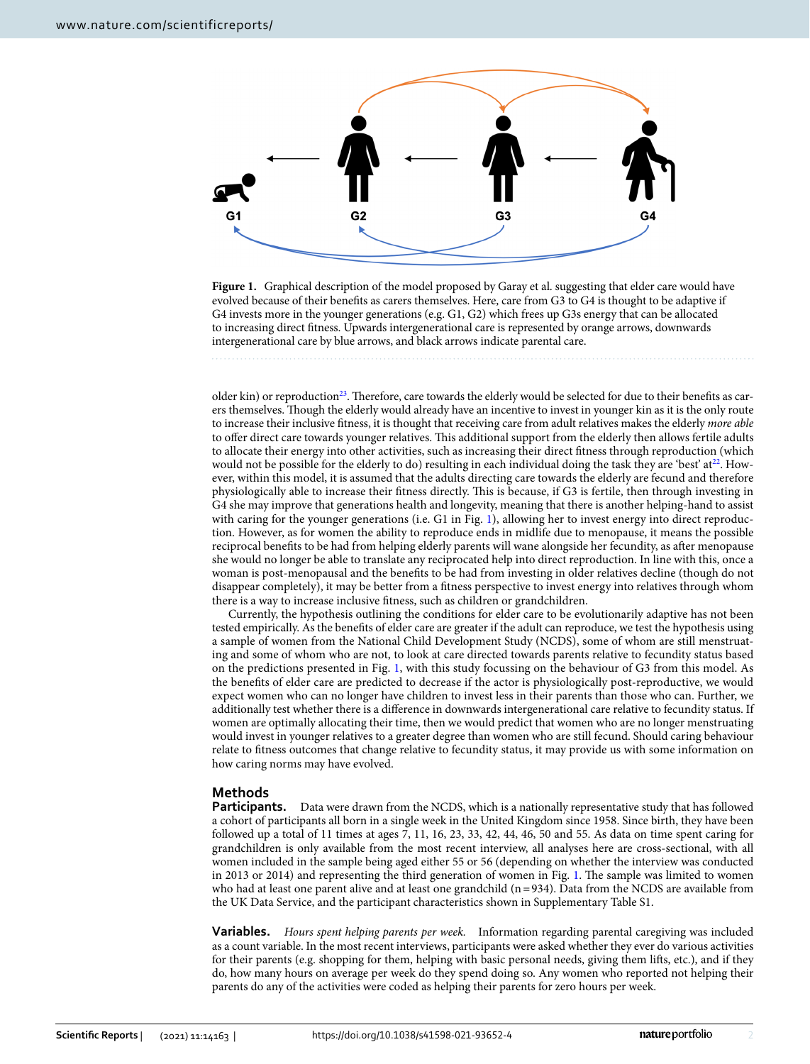**Figure 1.** Graphical description of the model proposed by Garay et al. suggesting that elder care would have evolved because of their benefits as carers themselves. Here, care from G3 to G4 is thought to be adaptive if G4 invests more in the younger generations (e.g. G1, G2) which frees up G3s energy that can be allocated to increasing direct fitness. Upwards intergenerational care is represented by orange arrows, downwards intergenerational care by blue arrows, and black arrows indicate parental care.

older kin) or reproduction[23]. Therefore, care towards the elderly would be selected for due to their benefits as carers themselves. Though the elderly would already have an incentive to invest in younger kin as it is the only route to increase their inclusive fitness, it is thought that receiving care from adult relatives makes the elderly *more able* to offer direct care towards younger relatives. This additional support from the elderly then allows fertile adults to allocate their energy into other activities, such as increasing their direct fitness through reproduction (which would not be possible for the elderly to do) resulting in each individual doing the task they are 'best' at[22]. However, within this model, it is assumed that the adults directing care towards the elderly are fecund and therefore physiologically able to increase their fitness directly. This is because, if G3 is fertile, then through investing in G4 she may improve that generations health and longevity, meaning that there is another helping-hand to assist with caring for the younger generations (i.e. G1 in Fig. 1), allowing her to invest energy into direct reproduction. However, as for women the ability to reproduce ends in midlife due to menopause, it means the possible reciprocal benefits to be had from helping elderly parents will wane alongside her fecundity, as after menopause she would no longer be able to translate any reciprocated help into direct reproduction. In line with this, once a woman is post-menopausal and the benefits to be had from investing in older relatives decline (though do not disappear completely), it may be better from a fitness perspective to invest energy into relatives through whom there is a way to increase inclusive fitness, such as children or grandchildren.

Currently, the hypothesis outlining the conditions for elder care to be evolutionarily adaptive has not been tested empirically. As the benefits of elder care are greater if the adult can reproduce, we test the hypothesis using a sample of women from the National Child Development Study (NCDS), some of whom are still menstruating and some of whom who are not, to look at care directed towards parents relative to fecundity status based on the predictions presented in Fig. 1, with this study focussing on the behaviour of G3 from this model. As the benefits of elder care are predicted to decrease if the actor is physiologically post-reproductive, we would expect women who can no longer have children to invest less in their parents than those who can. Further, we additionally test whether there is a difference in downwards intergenerational care relative to fecundity status. If women are optimally allocating their time, then we would predict that women who are no longer menstruating would invest in younger relatives to a greater degree than women who are still fecund. Should caring behaviour relate to fitness outcomes that change relative to fecundity status, it may provide us with some information on how caring norms may have evolved.

## Methods

**Participants.** Data were drawn from the NCDS, which is a nationally representative study that has followed a cohort of participants all born in a single week in the United Kingdom since 1958. Since birth, they have been followed up a total of 11 times at ages 7, 11, 16, 23, 33, 42, 44, 46, 50 and 55. As data on time spent caring for grandchildren is only available from the most recent interview, all analyses here are cross-sectional, with all women included in the sample being aged either 55 or 56 (depending on whether the interview was conducted in 2013 or 2014) and representing the third generation of women in Fig. 1. The sample was limited to women who had at least one parent alive and at least one grandchild (n = 934). Data from the NCDS are available from the UK Data Service, and the participant characteristics shown in Supplementary Table S1.

**Variables.** *Hours spent helping parents per week.* Information regarding parental caregiving was included as a count variable. In the most recent interviews, participants were asked whether they ever do various activities for their parents (e.g. shopping for them, helping with basic personal needs, giving them lifts, etc.), and if they do, how many hours on average per week do they spend doing so. Any women who reported not helping their parents do any of the activities were coded as helping their parents for zero hours per week.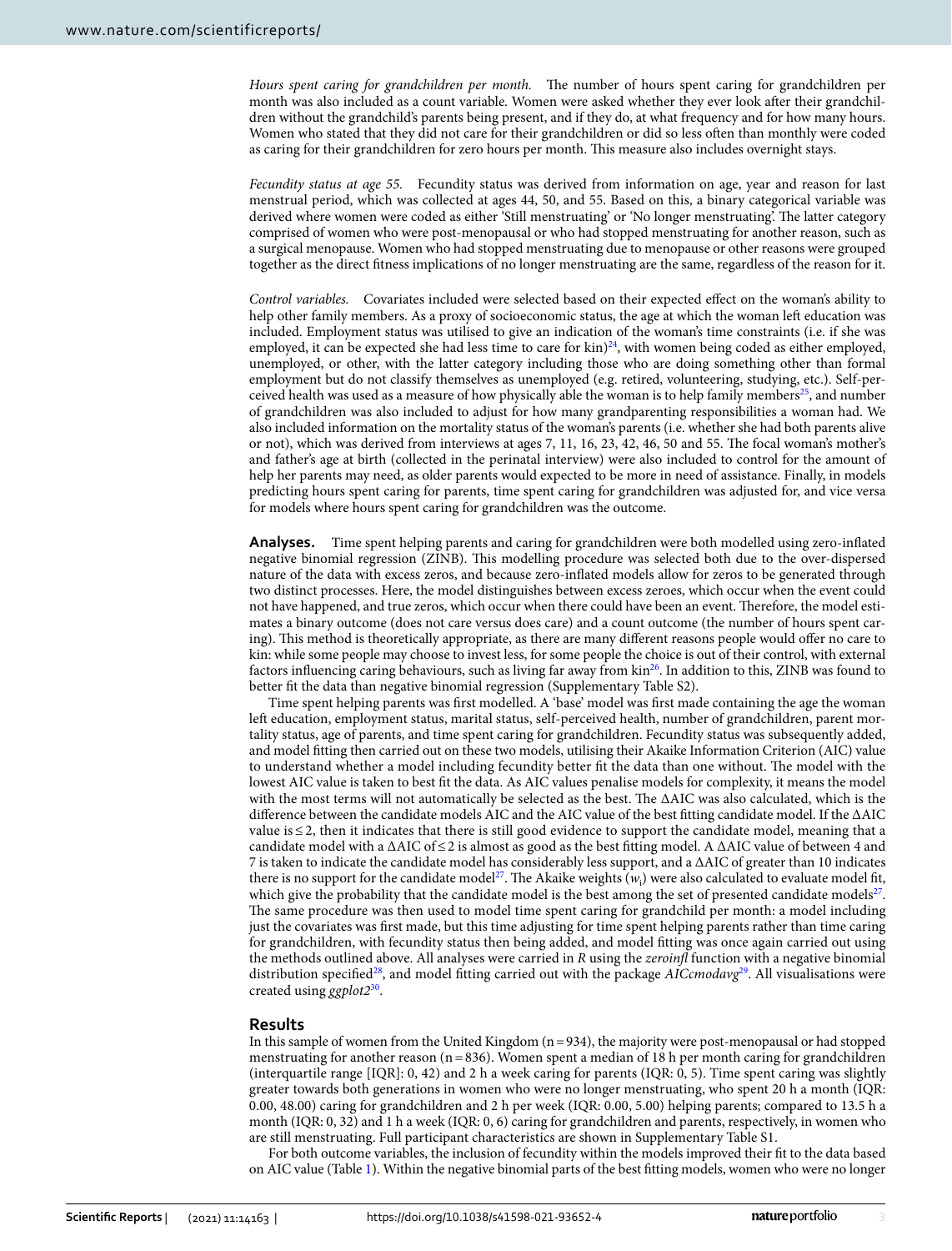*Hours spent caring for grandchildren per month.* The number of hours spent caring for grandchildren per month was also included as a count variable. Women were asked whether they ever look after their grandchildren without the grandchild's parents being present, and if they do, at what frequency and for how many hours. Women who stated that they did not care for their grandchildren or did so less often than monthly were coded as caring for their grandchildren for zero hours per month. This measure also includes overnight stays.

*Fecundity status at age 55.* Fecundity status was derived from information on age, year and reason for last menstrual period, which was collected at ages 44, 50, and 55. Based on this, a binary categorical variable was derived where women were coded as either 'Still menstruating' or 'No longer menstruating'. The latter category comprised of women who were post-menopausal or who had stopped menstruating for another reason, such as a surgical menopause. Women who had stopped menstruating due to menopause or other reasons were grouped together as the direct fitness implications of no longer menstruating are the same, regardless of the reason for it.

*Control variables.* Covariates included were selected based on their expected effect on the woman's ability to help other family members. As a proxy of socioeconomic status, the age at which the woman left education was included. Employment status was utilised to give an indication of the woman's time constraints (i.e. if she was employed, it can be expected she had less time to care for kin)[24], with women being coded as either employed, unemployed, or other, with the latter category including those who are doing something other than formal employment but do not classify themselves as unemployed (e.g. retired, volunteering, studying, etc.). Self-perceived health was used as a measure of how physically able the woman is to help family members[25], and number of grandchildren was also included to adjust for how many grandparenting responsibilities a woman had. We also included information on the mortality status of the woman's parents (i.e. whether she had both parents alive or not), which was derived from interviews at ages 7, 11, 16, 23, 42, 46, 50 and 55. The focal woman's mother's and father's age at birth (collected in the perinatal interview) were also included to control for the amount of help her parents may need, as older parents would expected to be more in need of assistance. Finally, in models predicting hours spent caring for parents, time spent caring for grandchildren was adjusted for, and vice versa for models where hours spent caring for grandchildren was the outcome.

**Analyses.** Time spent helping parents and caring for grandchildren were both modelled using zero-inflated negative binomial regression (ZINB). This modelling procedure was selected both due to the over-dispersed nature of the data with excess zeros, and because zero-inflated models allow for zeros to be generated through two distinct processes. Here, the model distinguishes between excess zeroes, which occur when the event could not have happened, and true zeros, which occur when there could have been an event. Therefore, the model estimates a binary outcome (does not care versus does care) and a count outcome (the number of hours spent caring). This method is theoretically appropriate, as there are many different reasons people would offer no care to kin: while some people may choose to invest less, for some people the choice is out of their control, with external factors influencing caring behaviours, such as living far away from kin[26]. In addition to this, ZINB was found to better fit the data than negative binomial regression (Supplementary Table S2).

Time spent helping parents was first modelled. A 'base' model was first made containing the age the woman left education, employment status, marital status, self-perceived health, number of grandchildren, parent mortality status, age of parents, and time spent caring for grandchildren. Fecundity status was subsequently added, and model fitting then carried out on these two models, utilising their Akaike Information Criterion (AIC) value to understand whether a model including fecundity better fit the data than one without. The model with the lowest AIC value is taken to best fit the data. As AIC values penalise models for complexity, it means the model with the most terms will not automatically be selected as the best. The ΔAIC was also calculated, which is the difference between the candidate models AIC and the AIC value of the best fitting candidate model. If the ΔAIC value is ≤ 2, then it indicates that there is still good evidence to support the candidate model, meaning that a candidate model with a ΔAIC of ≤ 2 is almost as good as the best fitting model. A ΔAIC value of between 4 and 7 is taken to indicate the candidate model has considerably less support, and a ΔAIC of greater than 10 indicates there is no support for the candidate model[27]. The Akaike weights ($w_i$) were also calculated to evaluate model fit, which give the probability that the candidate model is the best among the set of presented candidate models[27]. The same procedure was then used to model time spent caring for grandchild per month: a model including just the covariates was first made, but this time adjusting for time spent helping parents rather than time caring for grandchildren, with fecundity status then being added, and model fitting was once again carried out using the methods outlined above. All analyses were carried in *R* using the *zeroinfl* function with a negative binomial distribution specified[28], and model fitting carried out with the package *AICcmodavg*[29]. All visualisations were created using *ggplot2*[30].

## Results

In this sample of women from the United Kingdom (n = 934), the majority were post-menopausal or had stopped menstruating for another reason (n = 836). Women spent a median of 18 h per month caring for grandchildren (interquartile range [IQR]: 0, 42) and 2 h a week caring for parents (IQR: 0, 5). Time spent caring was slightly greater towards both generations in women who were no longer menstruating, who spent 20 h a month (IQR: 0.00, 48.00) caring for grandchildren and 2 h per week (IQR: 0.00, 5.00) helping parents; compared to 13.5 h a month (IQR: 0, 32) and 1 h a week (IQR: 0, 6) caring for grandchildren and parents, respectively, in women who are still menstruating. Full participant characteristics are shown in Supplementary Table S1.

For both outcome variables, the inclusion of fecundity within the models improved their fit to the data based on AIC value (Table 1). Within the negative binomial parts of the best fitting models, women who were no longer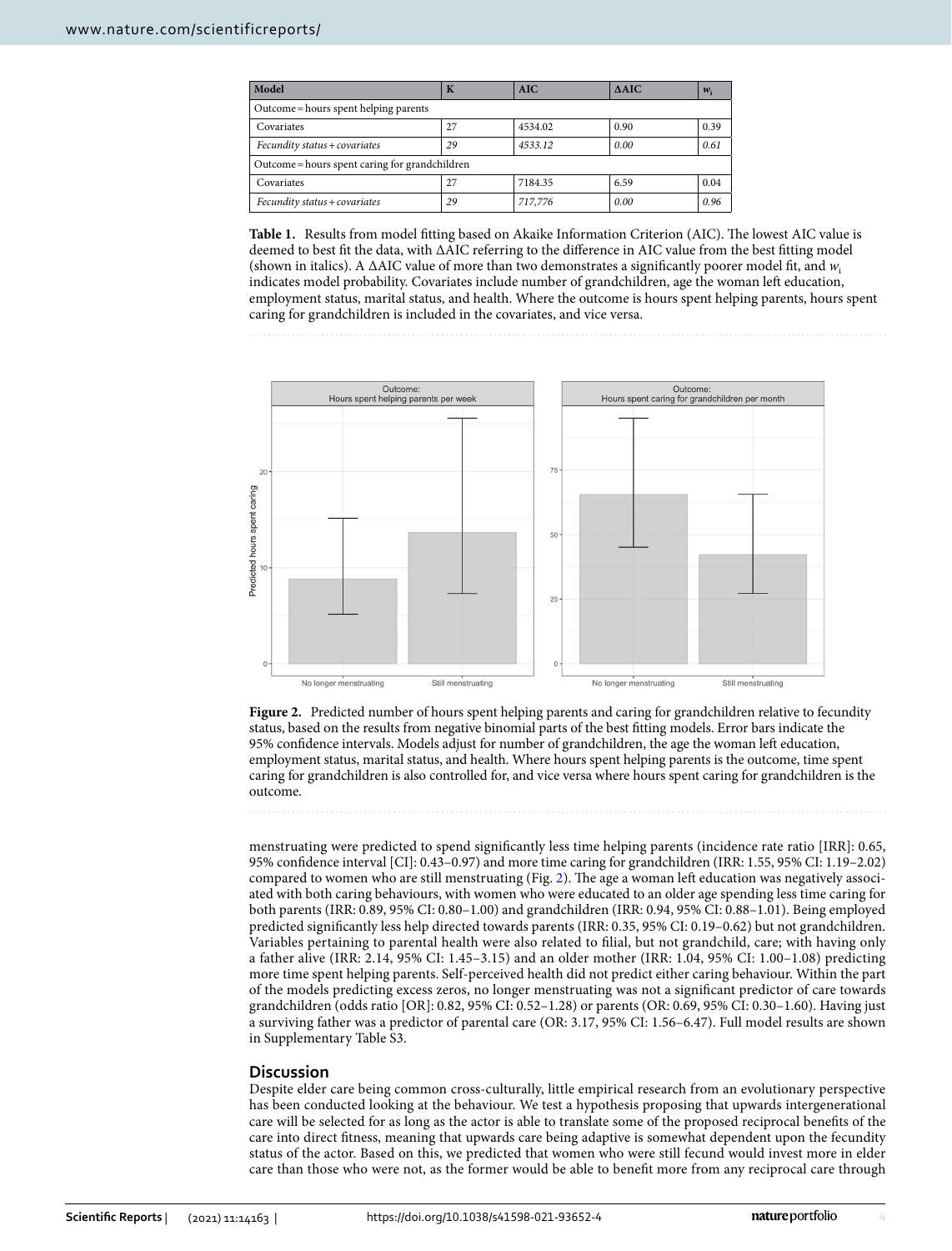| Model | K | AIC | ΔAIC | $w_i$ |
|---|---|---|---|---|
| Outcome = hours spent helping parents | | | | |
| Covariates | 27 | 4534.02 | 0.90 | 0.39 |
| *Fecundity status + covariates* | *29* | *4533.12* | *0.00* | *0.61* |
| Outcome = hours spent caring for grandchildren | | | | |
| Covariates | 27 | 7184.35 | 6.59 | 0.04 |
| *Fecundity status + covariates* | *29* | *717,776* | *0.00* | *0.96* |

**Table 1.** Results from model fitting based on Akaike Information Criterion (AIC). The lowest AIC value is deemed to best fit the data, with ΔAIC referring to the difference in AIC value from the best fitting model (shown in italics). A ΔAIC value of more than two demonstrates a significantly poorer model fit, and $w_i$ indicates model probability. Covariates include number of grandchildren, age the woman left education, employment status, marital status, and health. Where the outcome is hours spent helping parents, hours spent caring for grandchildren is included in the covariates, and vice versa.

**Figure 2.** Predicted number of hours spent helping parents and caring for grandchildren relative to fecundity status, based on the results from negative binomial parts of the best fitting models. Error bars indicate the 95% confidence intervals. Models adjust for number of grandchildren, the age the woman left education, employment status, marital status, and health. Where hours spent helping parents is the outcome, time spent caring for grandchildren is also controlled for, and vice versa where hours spent caring for grandchildren is the outcome.

menstruating were predicted to spend significantly less time helping parents (incidence rate ratio [IRR]: 0.65, 95% confidence interval [CI]: 0.43–0.97) and more time caring for grandchildren (IRR: 1.55, 95% CI: 1.19–2.02) compared to women who are still menstruating (Fig. 2). The age a woman left education was negatively associated with both caring behaviours, with women who were educated to an older age spending less time caring for both parents (IRR: 0.89, 95% CI: 0.80–1.00) and grandchildren (IRR: 0.94, 95% CI: 0.88–1.01). Being employed predicted significantly less help directed towards parents (IRR: 0.35, 95% CI: 0.19–0.62) but not grandchildren. Variables pertaining to parental health were also related to filial, but not grandchild, care; with having only a father alive (IRR: 2.14, 95% CI: 1.45–3.15) and an older mother (IRR: 1.04, 95% CI: 1.00–1.08) predicting more time spent helping parents. Self-perceived health did not predict either caring behaviour. Within the part of the models predicting excess zeros, no longer menstruating was not a significant predictor of care towards grandchildren (odds ratio [OR]: 0.82, 95% CI: 0.52–1.28) or parents (OR: 0.69, 95% CI: 0.30–1.60). Having just a surviving father was a predictor of parental care (OR: 3.17, 95% CI: 1.56–6.47). Full model results are shown in Supplementary Table S3.

## Discussion

Despite elder care being common cross-culturally, little empirical research from an evolutionary perspective has been conducted looking at the behaviour. We test a hypothesis proposing that upwards intergenerational care will be selected for as long as the actor is able to translate some of the proposed reciprocal benefits of the care into direct fitness, meaning that upwards care being adaptive is somewhat dependent upon the fecundity status of the actor. Based on this, we predicted that women who were still fecund would invest more in elder care than those who were not, as the former would be able to benefit more from any reciprocal care through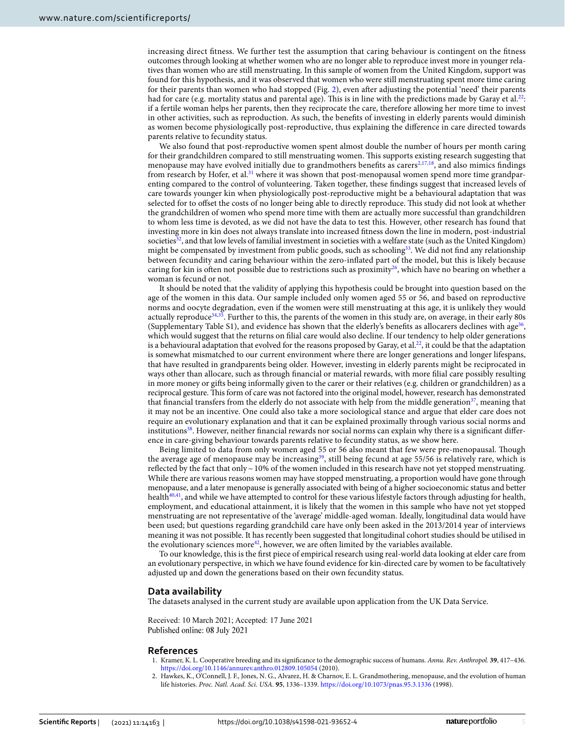increasing direct fitness. We further test the assumption that caring behaviour is contingent on the fitness outcomes through looking at whether women who are no longer able to reproduce invest more in younger relatives than women who are still menstruating. In this sample of women from the United Kingdom, support was found for this hypothesis, and it was observed that women who were still menstruating spent more time caring for their parents than women who had stopped (Fig. 2), even after adjusting the potential 'need' their parents had for care (e.g. mortality status and parental age). This is in line with the predictions made by Garay et al.[22]: if a fertile woman helps her parents, then they reciprocate the care, therefore allowing her more time to invest in other activities, such as reproduction. As such, the benefits of investing in elderly parents would diminish as women become physiologically post-reproductive, thus explaining the difference in care directed towards parents relative to fecundity status.

We also found that post-reproductive women spent almost double the number of hours per month caring for their grandchildren compared to still menstruating women. This supports existing research suggesting that menopause may have evolved initially due to grandmothers benefits as carers[2,17,18], and also mimics findings from research by Hofer, et al.[31] where it was shown that post-menopausal women spend more time grandparenting compared to the control of volunteering. Taken together, these findings suggest that increased levels of care towards younger kin when physiologically post-reproductive might be a behavioural adaptation that was selected for to offset the costs of no longer being able to directly reproduce. This study did not look at whether the grandchildren of women who spend more time with them are actually more successful than grandchildren to whom less time is devoted, as we did not have the data to test this. However, other research has found that investing more in kin does not always translate into increased fitness down the line in modern, post-industrial societies[32], and that low levels of familial investment in societies with a welfare state (such as the United Kingdom) might be compensated by investment from public goods, such as schooling[33]. We did not find any relationship between fecundity and caring behaviour within the zero-inflated part of the model, but this is likely because caring for kin is often not possible due to restrictions such as proximity[26], which have no bearing on whether a woman is fecund or not.

It should be noted that the validity of applying this hypothesis could be brought into question based on the age of the women in this data. Our sample included only women aged 55 or 56, and based on reproductive norms and oocyte degradation, even if the women were still menstruating at this age, it is unlikely they would actually reproduce[34,35]. Further to this, the parents of the women in this study are, on average, in their early 80s (Supplementary Table S1), and evidence has shown that the elderly's benefits as allocarers declines with age[36], which would suggest that the returns on filial care would also decline. If our tendency to help older generations is a behavioural adaptation that evolved for the reasons proposed by Garay, et al.[22], it could be that the adaptation is somewhat mismatched to our current environment where there are longer generations and longer lifespans, that have resulted in grandparents being older. However, investing in elderly parents might be reciprocated in ways other than allocare, such as through financial or material rewards, with more filial care possibly resulting in more money or gifts being informally given to the carer or their relatives (e.g. children or grandchildren) as a reciprocal gesture. This form of care was not factored into the original model, however, research has demonstrated that financial transfers from the elderly do not associate with help from the middle generation[37], meaning that it may not be an incentive. One could also take a more sociological stance and argue that elder care does not require an evolutionary explanation and that it can be explained proximally through various social norms and institutions[38]. However, neither financial rewards nor social norms can explain why there is a significant difference in care-giving behaviour towards parents relative to fecundity status, as we show here.

Being limited to data from only women aged 55 or 56 also meant that few were pre-menopausal. Though the average age of menopause may be increasing[39], still being fecund at age 55/56 is relatively rare, which is reflected by the fact that only ~ 10% of the women included in this research have not yet stopped menstruating. While there are various reasons women may have stopped menstruating, a proportion would have gone through menopause, and a later menopause is generally associated with being of a higher socioeconomic status and better health[40,41], and while we have attempted to control for these various lifestyle factors through adjusting for health, employment, and educational attainment, it is likely that the women in this sample who have not yet stopped menstruating are not representative of the 'average' middle-aged woman. Ideally, longitudinal data would have been used; but questions regarding grandchild care have only been asked in the 2013/2014 year of interviews meaning it was not possible. It has recently been suggested that longitudinal cohort studies should be utilised in the evolutionary sciences more[42], however, we are often limited by the variables available.

To our knowledge, this is the first piece of empirical research using real-world data looking at elder care from an evolutionary perspective, in which we have found evidence for kin-directed care by women to be facultatively adjusted up and down the generations based on their own fecundity status.

## Data availability

The datasets analysed in the current study are available upon application from the UK Data Service.

Received: 10 March 2021; Accepted: 17 June 2021
Published online: 08 July 2021

## References

1. Kramer, K. L. Cooperative breeding and its significance to the demographic success of humans. *Annu. Rev. Anthropol.* **39**, 417–436. https://doi.org/10.1146/annurev.anthro.012809.105054 (2010).
2. Hawkes, K., O'Connell, J. F., Jones, N. G., Alvarez, H. & Charnov, E. L. Grandmothering, menopause, and the evolution of human life histories. *Proc. Natl. Acad. Sci. USA.* **95**, 1336–1339. https://doi.org/10.1073/pnas.95.3.1336 (1998).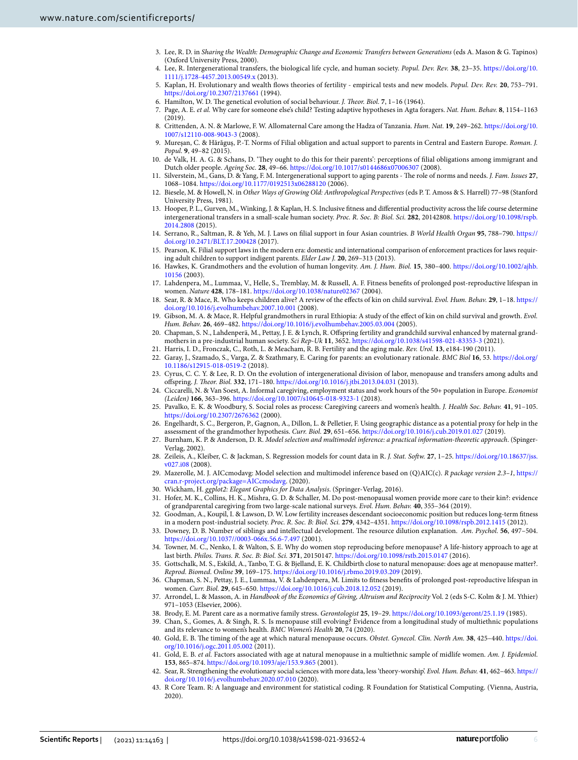3. Lee, R. D. in *Sharing the Wealth: Demographic Change and Economic Transfers between Generations* (eds A. Mason & G. Tapinos) (Oxford University Press, 2000).
4. Lee, R. Intergenerational transfers, the biological life cycle, and human society. *Popul. Dev. Rev.* **38**, 23–35. https://doi.org/10.1111/j.1728-4457.2013.00549.x (2013).
5. Kaplan, H. Evolutionary and wealth flows theories of fertility - empirical tests and new models. *Popul. Dev. Rev.* **20**, 753–791. https://doi.org/10.2307/2137661 (1994).
6. Hamilton, W. D. The genetical evolution of social behaviour. *J. Theor. Biol.* **7**, 1–16 (1964).
7. Page, A. E. *et al.* Why care for someone else's child? Testing adaptive hypotheses in Agta foragers. *Nat. Hum. Behav.* **8**, 1154–1163 (2019).
8. Crittenden, A. N. & Marlowe, F. W. Allomaternal Care among the Hadza of Tanzania. *Hum. Nat.* **19**, 249–262. https://doi.org/10.1007/s12110-008-9043-3 (2008).
9. Mureşan, C. & Hărăguş, P.-T. Norms of Filial obligation and actual support to parents in Central and Eastern Europe. *Roman. J. Popul.* **9**, 49–82 (2015).
10. de Valk, H. A. G. & Schans, D. 'They ought to do this for their parents': perceptions of filial obligations among immigrant and Dutch older people. *Ageing Soc.* **28**, 49–66. https://doi.org/10.1017/s0144686x07006307 (2008).
11. Silverstein, M., Gans, D. & Yang, F. M. Intergenerational support to aging parents - The role of norms and needs. *J. Fam. Issues* **27**, 1068–1084. https://doi.org/10.1177/0192513x06288120 (2006).
12. Biesele, M. & Howell, N. in *Other Ways of Growing Old: Anthropological Perspectives* (eds P. T. Amoss & S. Harrell) 77–98 (Stanford University Press, 1981).
13. Hooper, P. L., Gurven, M., Winking, J. & Kaplan, H. S. Inclusive fitness and differential productivity across the life course determine intergenerational transfers in a small-scale human society. *Proc. R. Soc. B: Biol. Sci.* **282**, 20142808. https://doi.org/10.1098/rspb.2014.2808 (2015).
14. Serrano, R., Saltman, R. & Yeh, M. J. Laws on filial support in four Asian countries. *B World Health Organ* **95**, 788–790. https://doi.org/10.2471/BLT.17.200428 (2017).
15. Pearson, K. Filial support laws in the modern era: domestic and international comparison of enforcement practices for laws requiring adult children to support indigent parents. *Elder Law J.* **20**, 269–313 (2013).
16. Hawkes, K. Grandmothers and the evolution of human longevity. *Am. J. Hum. Biol.* **15**, 380–400. https://doi.org/10.1002/ajhb.10156 (2003).
17. Lahdenpera, M., Lummaa, V., Helle, S., Tremblay, M. & Russell, A. F. Fitness benefits of prolonged post-reproductive lifespan in women. *Nature* **428**, 178–181. https://doi.org/10.1038/nature02367 (2004).
18. Sear, R. & Mace, R. Who keeps children alive? A review of the effects of kin on child survival. *Evol. Hum. Behav.* **29**, 1–18. https://doi.org/10.1016/j.evolhumbehav.2007.10.001 (2008).
19. Gibson, M. A. & Mace, R. Helpful grandmothers in rural Ethiopia: A study of the effect of kin on child survival and growth. *Evol. Hum. Behav.* **26**, 469–482. https://doi.org/10.1016/j.evolhumbehav.2005.03.004 (2005).
20. Chapman, S. N., Lahdenperä, M., Pettay, J. E. & Lynch, R. Offspring fertility and grandchild survival enhanced by maternal grandmothers in a pre-industrial human society. *Sci Rep-Uk* **11**, 3652. https://doi.org/10.1038/s41598-021-83353-3 (2021).
21. Harris, I. D., Fronczak, C., Roth, L. & Meacham, R. B. Fertility and the aging male. *Rev. Urol.* **13**, e184-190 (2011).
22. Garay, J., Szamado, S., Varga, Z. & Szathmary, E. Caring for parents: an evolutionary rationale. *BMC Biol* **16**, 53. https://doi.org/10.1186/s12915-018-0519-2 (2018).
23. Cyrus, C. C. Y. & Lee, R. D. On the evolution of intergenerational division of labor, menopause and transfers among adults and offspring. *J. Theor. Biol.* **332**, 171–180. https://doi.org/10.1016/j.jtbi.2013.04.031 (2013).
24. Ciccarelli, N. & Van Soest, A. Informal caregiving, employment status and work hours of the 50+ population in Europe. *Economist (Leiden)* **166**, 363–396. https://doi.org/10.1007/s10645-018-9323-1 (2018).
25. Pavalko, E. K. & Woodbury, S. Social roles as process: Caregiving careers and women's health. *J. Health Soc. Behav.* **41**, 91–105. https://doi.org/10.2307/2676362 (2000).
26. Engelhardt, S. C., Bergeron, P., Gagnon, A., Dillon, L. & Pelletier, F. Using geographic distance as a potential proxy for help in the assessment of the grandmother hypothesis. *Curr. Biol.* **29**, 651–656. https://doi.org/10.1016/j.cub.2019.01.027 (2019).
27. Burnham, K. P. & Anderson, D. R. *Model selection and multimodel inference: a practical information-theoretic approach*. (Springer-Verlag, 2002).
28. Zeileis, A., Kleiber, C. & Jackman, S. Regression models for count data in R. *J. Stat. Softw.* **27**, 1–25. https://doi.org/10.18637/jss.v027.i08 (2008).
29. Mazerolle, M. J. AICcmodavg: Model selection and multimodel inference based on (Q)AIC(c). *R package version 2.3–1*, https://cran.r-project.org/package=AICcmodavg. (2020).
30. Wickham, H. *ggplot2: Elegant Graphics for Data Analysis*. (Springer-Verlag, 2016).
31. Hofer, M. K., Collins, H. K., Mishra, G. D. & Schaller, M. Do post-menopausal women provide more care to their kin?: evidence of grandparental caregiving from two large-scale national surveys. *Evol. Hum. Behav.* **40**, 355–364 (2019).
32. Goodman, A., Koupil, I. & Lawson, D. W. Low fertility increases descendant socioeconomic position but reduces long-term fitness in a modern post-industrial society. *Proc. R. Soc. B: Biol. Sci.* **279**, 4342–4351. https://doi.org/10.1098/rspb.2012.1415 (2012).
33. Downey, D. B. Number of siblings and intellectual development. The resource dilution explanation. *Am. Psychol.* **56**, 497–504. https://doi.org/10.1037//0003-066x.56.6-7.497 (2001).
34. Towner, M. C., Nenko, I. & Walton, S. E. Why do women stop reproducing before menopause? A life-history approach to age at last birth. *Philos. Trans. R. Soc. B: Biol. Sci.* **371**, 20150147. https://doi.org/10.1098/rstb.2015.0147 (2016).
35. Gottschalk, M. S., Eskild, A., Tanbo, T. G. & Bjelland, E. K. Childbirth close to natural menopause: does age at menopause matter?. *Reprod. Biomed. Online* **39**, 169–175. https://doi.org/10.1016/j.rbmo.2019.03.209 (2019).
36. Chapman, S. N., Pettay, J. E., Lummaa, V. & Lahdenpera, M. Limits to fitness benefits of prolonged post-reproductive lifespan in women. *Curr. Biol.* **29**, 645–650. https://doi.org/10.1016/j.cub.2018.12.052 (2019).
37. Arrondel, L. & Masson, A. in *Handbook of the Economics of Giving, Altruism and Reciprocity* Vol. 2 (eds S-C. Kolm & J. M. Ythier) 971–1053 (Elsevier, 2006).
38. Brody, E. M. Parent care as a normative family stress. *Gerontologist* **25**, 19–29. https://doi.org/10.1093/geront/25.1.19 (1985).
39. Chan, S., Gomes, A. & Singh, R. S. Is menopause still evolving? Evidence from a longitudinal study of multiethnic populations and its relevance to women's health. *BMC Women's Health* **20**, 74 (2020).
40. Gold, E. B. The timing of the age at which natural menopause occurs. *Obstet. Gynecol. Clin. North Am.* **38**, 425–440. https://doi.org/10.1016/j.ogc.2011.05.002 (2011).
41. Gold, E. B. *et al.* Factors associated with age at natural menopause in a multiethnic sample of midlife women. *Am. J. Epidemiol.* **153**, 865–874. https://doi.org/10.1093/aje/153.9.865 (2001).
42. Sear, R. Strengthening the evolutionary social sciences with more data, less 'theory-worship'. *Evol. Hum. Behav.* **41**, 462–463. https://doi.org/10.1016/j.evolhumbehav.2020.07.010 (2020).
43. R Core Team. R: A language and environment for statistical coding. R Foundation for Statistical Computing. (Vienna, Austria, 2020).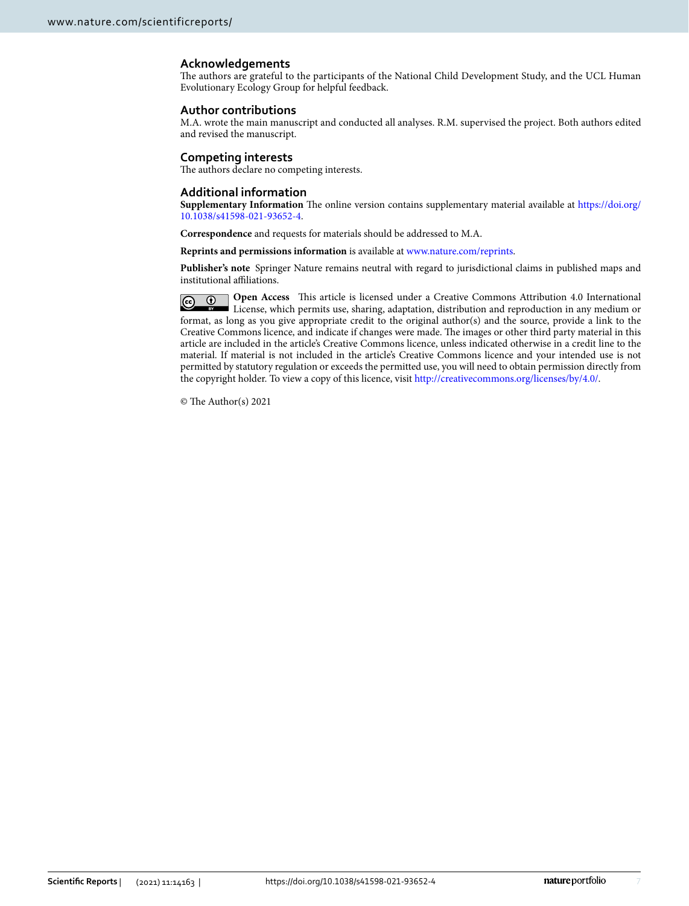## Acknowledgements

The authors are grateful to the participants of the National Child Development Study, and the UCL Human Evolutionary Ecology Group for helpful feedback.

## Author contributions

M.A. wrote the main manuscript and conducted all analyses. R.M. supervised the project. Both authors edited and revised the manuscript.

## Competing interests

The authors declare no competing interests.

## Additional information

**Supplementary Information** The online version contains supplementary material available at https://doi.org/10.1038/s41598-021-93652-4.

**Correspondence** and requests for materials should be addressed to M.A.

**Reprints and permissions information** is available at www.nature.com/reprints.

**Publisher's note** Springer Nature remains neutral with regard to jurisdictional claims in published maps and institutional affiliations.

**Open Access** This article is licensed under a Creative Commons Attribution 4.0 International License, which permits use, sharing, adaptation, distribution and reproduction in any medium or format, as long as you give appropriate credit to the original author(s) and the source, provide a link to the Creative Commons licence, and indicate if changes were made. The images or other third party material in this article are included in the article's Creative Commons licence, unless indicated otherwise in a credit line to the material. If material is not included in the article's Creative Commons licence and your intended use is not permitted by statutory regulation or exceeds the permitted use, you will need to obtain permission directly from the copyright holder. To view a copy of this licence, visit http://creativecommons.org/licenses/by/4.0/.

© The Author(s) 2021